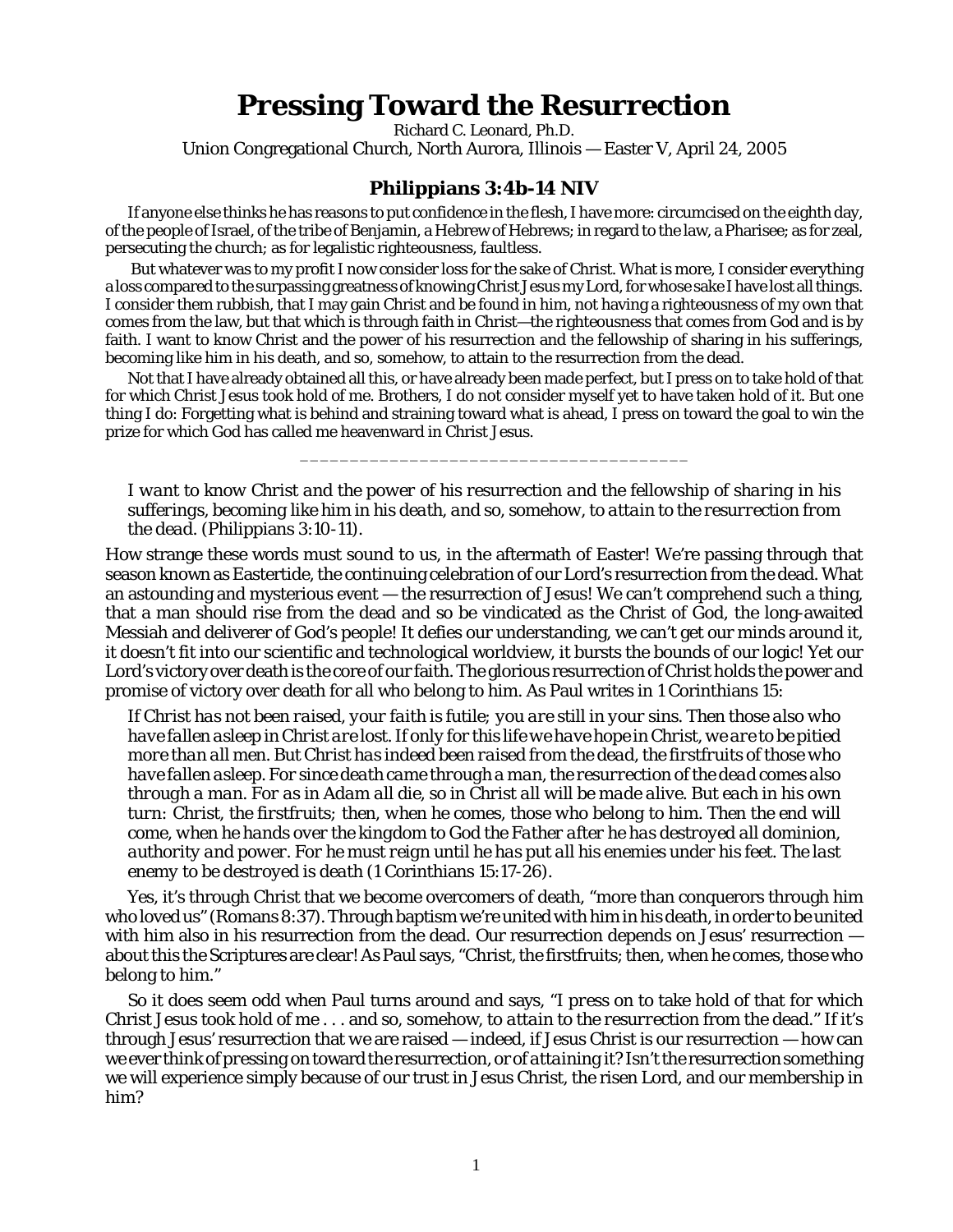# Pressing Toward the Resurrection

Richard C. Leonard, Ph.D.

Union Congregational Church, North Aurora, Illinois — Easter V, April 24, 2005

## Philippians 3:4b-14 NIV

If anyone else thinks he has reasons to put confidence in the flesh, I have more: circumcised on the eighth day, of the people of Israel, of the tribe of Benjamin, a Hebrew of Hebrews; in regard to the law, a Pharisee; as for zeal, persecuting the church; as for legalistic righteousness, faultless.

But whatever was to my profit I now consider loss for the sake of Christ. What is more, I consider everything a loss compared to the surpassing greatness of knowing Christ Jesus my Lord, for whose sake I have lost all things. I consider them rubbish, that I may gain Christ and be found in him, not having a righteousness of my own that comes from the law, but that which is through faith in Christ—the righteousness that comes from God and is by faith. I want to know Christ and the power of his resurrection and the fellowship of sharing in his sufferings, becoming like him in his death, and so, somehow, to attain to the resurrection from the dead.

Not that I have already obtained all this, or have already been made perfect, but I press on to take hold of that for which Christ Jesus took hold of me. Brothers, I do not consider myself yet to have taken hold of it. But one thing I do: Forgetting what is behind and straining toward what is ahead, I press on toward the goal to win the prize for which God has called me heavenward in Christ Jesus.

\_\_\_\_\_\_\_\_\_\_\_\_\_\_\_\_\_\_\_\_\_\_\_\_\_\_\_\_\_\_\_\_\_\_\_\_\_\_\_\_

> *I want to know Christ and the power of his resurrection and the fellowship of sharing in his sufferings, becoming like him in his death, and so, somehow, to attain to the resurrection from the dead.* (Philippians 3:10-11).

How strange these words must sound to us, in the aftermath of Easter! We're passing through that season known as Eastertide, the continuing celebration of our Lord's resurrection from the dead. What an astounding and mysterious event — the resurrection of Jesus! We can't comprehend such a thing, that a man should rise from the dead and so be vindicated as the Christ of God, the long-awaited Messiah and deliverer of God's people! It defies our understanding, we can't get our minds around it, it doesn't fit into our scientific and technological worldview, it bursts the bounds of our logic! Yet our Lord's victory over death is the core of our faith. The glorious resurrection of Christ holds the power and promise of victory over death for all who belong to him. As Paul writes in 1 Corinthians 15:

> *If Christ has not been raised, your faith is futile; you are still in your sins. Then those also who have fallen asleep in Christ are lost. If only for this life we have hope in Christ, we are to be pitied more than all men. But Christ has indeed been raised from the dead, the firstfruits of those who have fallen asleep. For since death came through a man, the resurrection of the dead comes also through a man. For as in Adam all die, so in Christ all will be made alive. But each in his own turn: Christ, the firstfruits; then, when he comes, those who belong to him. Then the end will come, when he hands over the kingdom to God the Father after he has destroyed all dominion, authority and power. For he must reign until he has put all his enemies under his feet. The last enemy to be destroyed is death* (1 Corinthians 15:17-26).

Yes, it's through Christ that we become overcomers of death, "more than conquerors through him who loved us" (Romans 8:37). Through baptism we're united with him in his death, in order to be united with him also in his resurrection from the dead. Our resurrection depends on Jesus' resurrection — about this the Scriptures are clear! As Paul says, "Christ, the firstfruits; then, when he comes, those who belong to him."

So it does seem odd when Paul turns around and says, "*I press on to take hold of that for which Christ Jesus took hold of me . . . and so, somehow, to attain to the resurrection from the dead.*" If it's through Jesus' resurrection that we are raised — indeed, if Jesus Christ is our resurrection — how can we ever think of *pressing on* toward the resurrection, or of *attaining* it? Isn't the resurrection something we will experience simply because of our trust in Jesus Christ, the risen Lord, and our membership in him?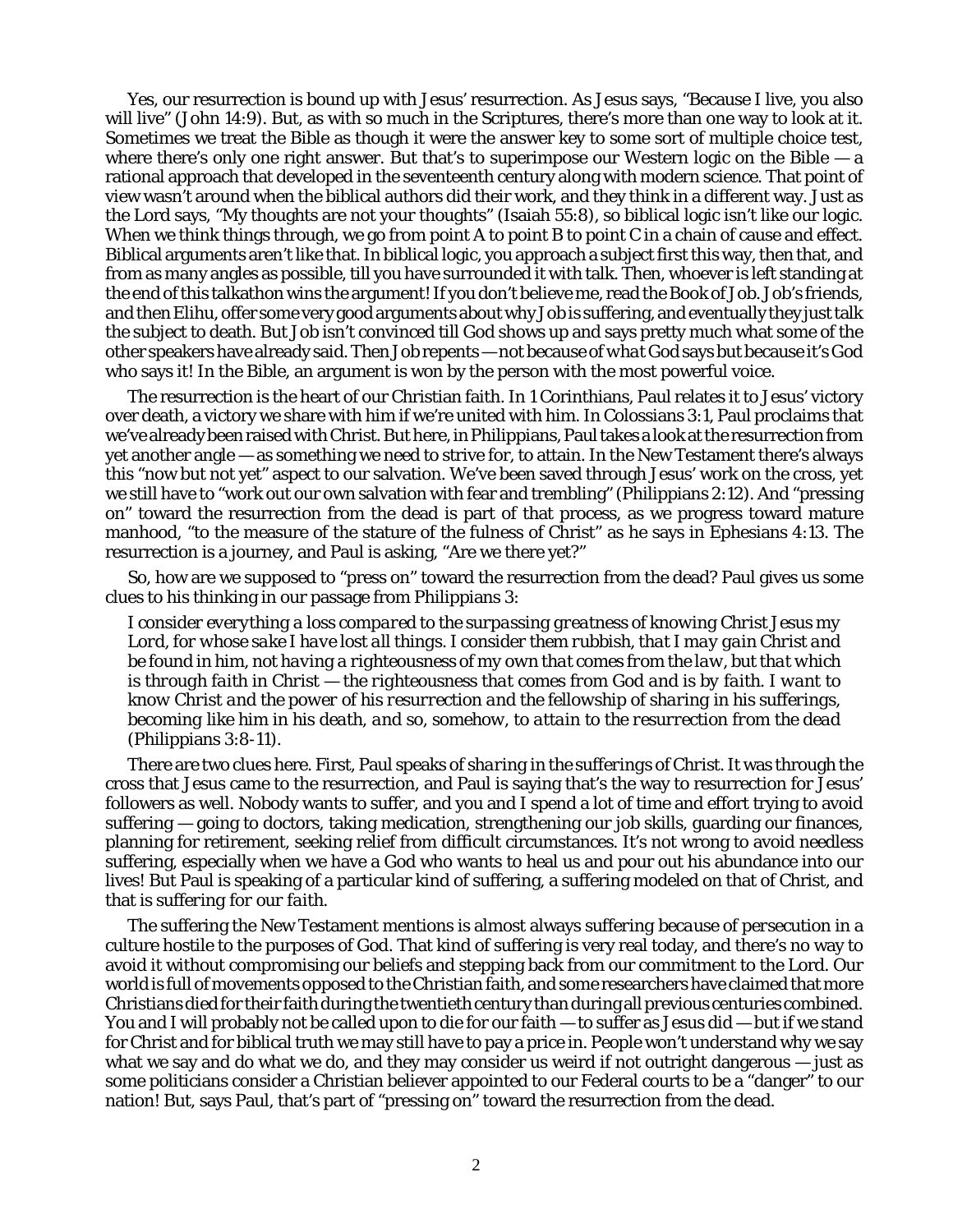Yes, our resurrection is bound up with Jesus' resurrection. As Jesus says, "Because I live, you also will live" (John 14:9). But, as with so much in the Scriptures, there's more than one way to look at it. Sometimes we treat the Bible as though it were the answer key to some sort of multiple choice test, where there's only one right answer. But that's to superimpose our Western logic on the Bible — a rational approach that developed in the seventeenth century along with modern science. That point of view wasn't around when the biblical authors did their work, and they think in a different way. Just as the Lord says, "My thoughts are not your thoughts" (Isaiah 55:8), so biblical logic isn't like our logic. When we think things through, we go from point A to point B to point C in a chain of cause and effect. Biblical arguments aren't like that. In biblical logic, you approach a subject first this way, then that, and from as many angles as possible, till you have surrounded it with talk. Then, whoever is left standing at the end of this talkathon wins the argument! If you don't believe me, read the Book of Job. Job's friends, and then Elihu, offer some very good arguments about why Job is suffering, and eventually they just talk the subject to death. But Job isn't convinced till God shows up and says pretty much what some of the other speakers have already said. Then Job repents — not because of *what* God says but because it's *God* who says it! In the Bible, an argument is won by the person with the most powerful voice.

The resurrection is the heart of our Christian faith. In 1 Corinthians, Paul relates it to Jesus' victory over death, a victory we share with him if we're united with him. In Colossians 3:1, Paul proclaims that we've already been raised with Christ. But here, in Philippians, Paul takes a look at the resurrection from yet another angle — as something we need to strive for, to attain. In the New Testament there's always this "now but not yet" aspect to our salvation. We've been saved through Jesus' work on the cross, yet we still have to "work out our own salvation with fear and trembling" (Philippians 2:12). And "pressing on" toward the resurrection from the dead is part of that process, as we progress toward mature manhood, "to the measure of the stature of the fulness of Christ" as he says in Ephesians 4:13. The resurrection is a journey, and Paul is asking, "Are we there yet?"

So, how are we supposed to "press on" toward the resurrection from the dead? Paul gives us some clues to his thinking in our passage from Philippians 3:

> *I consider everything a loss compared to the surpassing greatness of knowing Christ Jesus my Lord, for whose sake I have lost all things. I consider them rubbish, that I may gain Christ and be found in him, not having a righteousness of my own that comes from the law, but that which is through faith in Christ — the righteousness that comes from God and is by faith. I want to know Christ and the power of his resurrection and the fellowship of sharing in his sufferings, becoming like him in his death, and so, somehow, to attain to the resurrection from the dead* (Philippians 3:8-11).

There are two clues here. First, Paul speaks of *sharing in the sufferings of Christ*. It was through the cross that Jesus came to the resurrection, and Paul is saying that's the way to resurrection for Jesus' followers as well. Nobody wants to suffer, and you and I spend a lot of time and effort trying to avoid suffering — going to doctors, taking medication, strengthening our job skills, guarding our finances, planning for retirement, seeking relief from difficult circumstances. It's not wrong to avoid needless suffering, especially when we have a God who wants to heal us and pour out his abundance into our lives! But Paul is speaking of a particular kind of suffering, a suffering modeled on that of Christ, and that is *suffering for our faith*.

The suffering the New Testament mentions is almost always *suffering because of persecution* in a culture hostile to the purposes of God. That kind of suffering is very real today, and there's no way to avoid it without compromising our beliefs and stepping back from our commitment to the Lord. Our world is full of movements opposed to the Christian faith, and some researchers have claimed that more Christians died for their faith during the twentieth century than during all previous centuries combined. You and I will probably not be called upon to die for our faith — to suffer as Jesus did — but if we stand for Christ and for biblical truth we may still have to pay a price in. People won't understand why we say what we say and do what we do, and they may consider us weird if not outright dangerous — just as some politicians consider a Christian believer appointed to our Federal courts to be a "danger" to our nation! But, says Paul, that's part of "pressing on" toward the resurrection from the dead.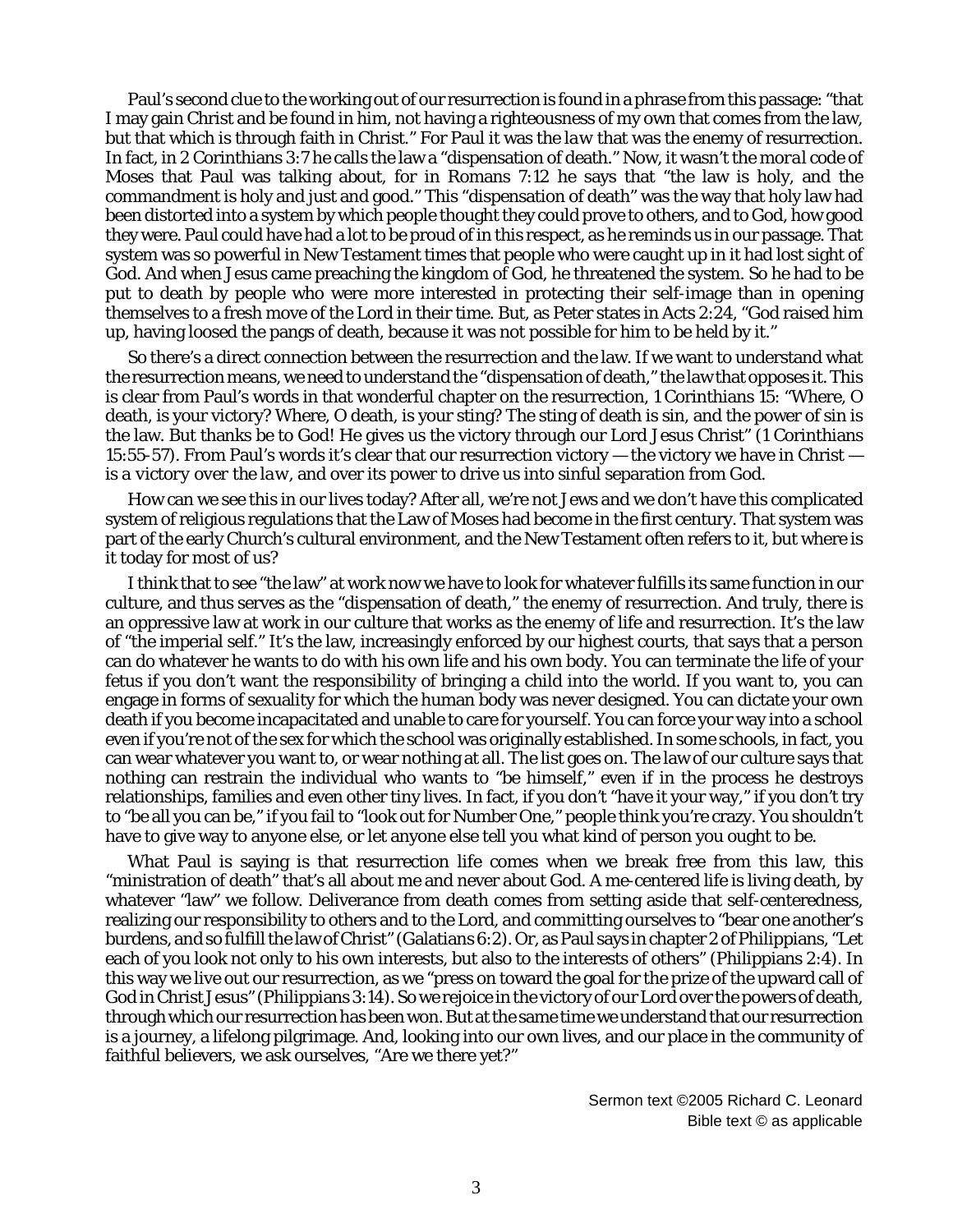Paul's second clue to the working out of our resurrection is found in a phrase from this passage: "that I may gain Christ and be found in him, not having a righteousness of my own that comes from the law, but that which is through faith in Christ." For Paul it was the *law* that was the enemy of resurrection. In fact, in 2 Corinthians 3:7 he calls the law a "dispensation of death." Now, it wasn't the *moral* code of Moses that Paul was talking about, for in Romans 7:12 he says that "the law is holy, and the commandment is holy and just and good." This "dispensation of death" was the way that holy law had been distorted into a system by which people thought they could prove to others, and to God, how good they were. Paul could have had a lot to be proud of in this respect, as he reminds us in our passage. That system was so powerful in New Testament times that people who were caught up in it had lost sight of God. And when Jesus came preaching the kingdom of God, he threatened the system. So he had to be put to death by people who were more interested in protecting their self-image than in opening themselves to a fresh move of the Lord in their time. But, as Peter states in Acts 2:24, "God raised him up, having loosed the pangs of death, because it was not possible for him to be held by it."

So there's a direct connection between the resurrection and the law. If we want to understand what the resurrection means, we need to understand the "dispensation of death," the law that opposes it. This is clear from Paul's words in that wonderful chapter on the resurrection, 1 Corinthians 15: "Where, O death, is your victory? Where, O death, is your sting? The sting of death is sin, and the power of sin is the law. But thanks be to God! He gives us the victory through our Lord Jesus Christ" (1 Corinthians 15:55-57). From Paul's words it's clear that our resurrection victory — the victory we have in Christ — is *a victory over the law*, and over its power to drive us into sinful separation from God.

How can we see this in our lives today? After all, we're not Jews and we don't have this complicated system of religious regulations that the Law of Moses had become in the first century. That system was part of the early Church's cultural environment, and the New Testament often refers to it, but where is it today for most of us?

I think that to see "the law" at work now we have to look for whatever fulfills its same function in our culture, and thus serves as the "dispensation of death," the enemy of resurrection. And truly, there is an oppressive law at work in our culture that works as the enemy of life and resurrection. It's the law of "the imperial self." It's the law, increasingly enforced by our highest courts, that says that a person can do whatever he wants to do with his own life and his own body. You can terminate the life of your fetus if you don't want the responsibility of bringing a child into the world. If you want to, you can engage in forms of sexuality for which the human body was never designed. You can dictate your own death if you become incapacitated and unable to care for yourself. You can force your way into a school even if you're not of the sex for which the school was originally established. In some schools, in fact, you can wear whatever you want to, or wear nothing at all. The list goes on. The law of our culture says that nothing can restrain the individual who wants to "be himself," even if in the process he destroys relationships, families and even other tiny lives. In fact, if you don't "have it your way," if you don't try to "be all you can be," if you fail to "look out for Number One," people think you're crazy. You shouldn't have to give way to anyone else, or let anyone else tell you what kind of person you ought to be.

What Paul is saying is that resurrection life comes when we break free from this law, this "ministration of death" that's all about me and never about God. A me-centered life is living death, by whatever "law" we follow. Deliverance from death comes from setting aside that self-centeredness, realizing our responsibility to others and to the Lord, and committing ourselves to "bear one another's burdens, and so fulfill the law of Christ" (Galatians 6:2). Or, as Paul says in chapter 2 of Philippians, "Let each of you look not only to his own interests, but also to the interests of others" (Philippians 2:4). In this way we live out our resurrection, as we "press on toward the goal for the prize of the upward call of God in Christ Jesus" (Philippians 3:14). So we rejoice in the victory of our Lord over the powers of death, through which our resurrection has been won. But at the same time we understand that our resurrection is a journey, a lifelong pilgrimage. And, looking into our own lives, and our place in the community of faithful believers, we ask ourselves, "Are we there yet?"

Sermon text ©2005 Richard C. Leonard
Bible text © as applicable